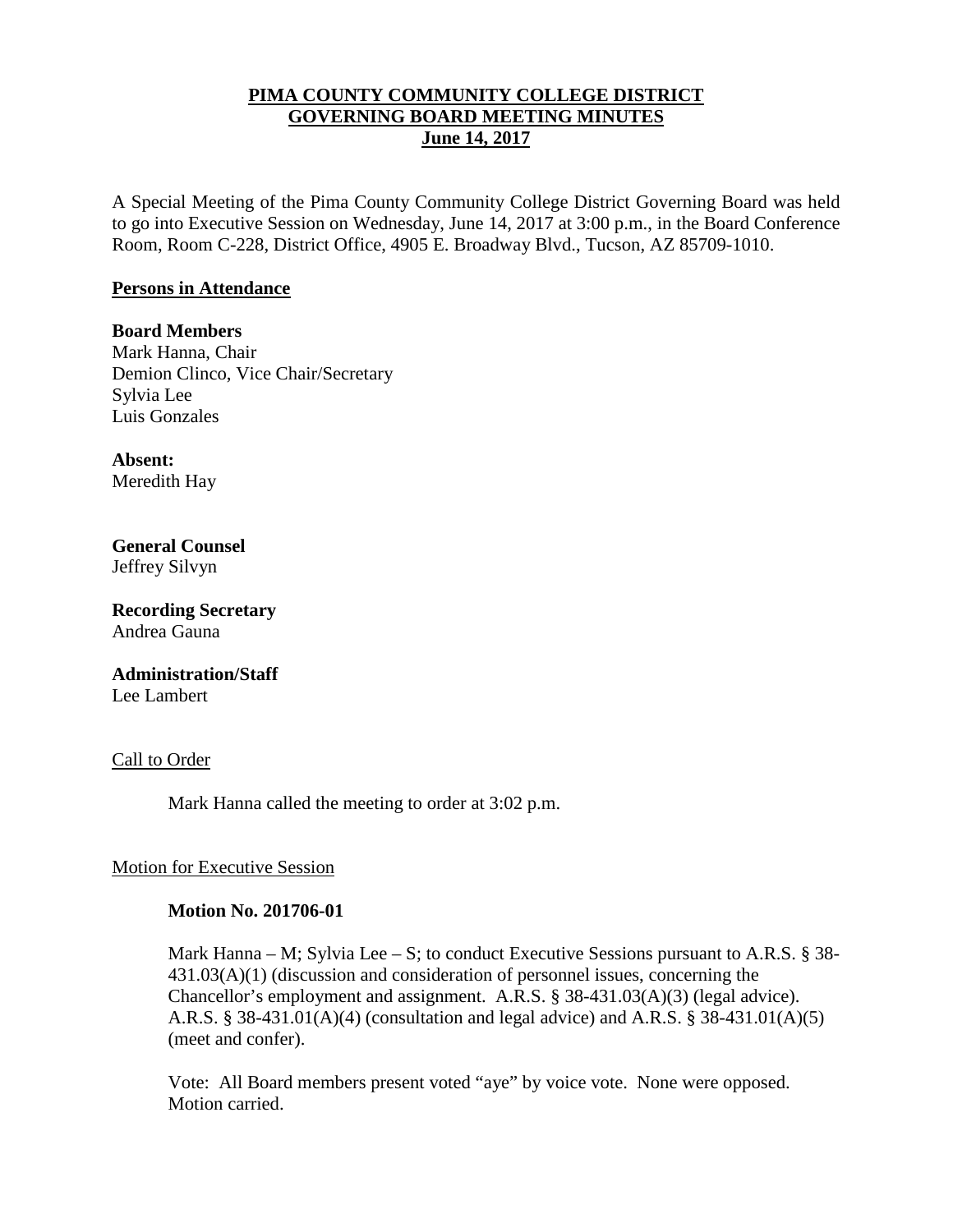# PIMA COUNTY COMMUNITY COLLEGE DISTRICT
# GOVERNING BOARD MEETING MINUTES
# June 14, 2017

A Special Meeting of the Pima County Community College District Governing Board was held to go into Executive Session on Wednesday, June 14, 2017 at 3:00 p.m., in the Board Conference Room, Room C-228, District Office, 4905 E. Broadway Blvd., Tucson, AZ 85709-1010.

## Persons in Attendance

**Board Members**
Mark Hanna, Chair
Demion Clinco, Vice Chair/Secretary
Sylvia Lee
Luis Gonzales

**Absent:**
Meredith Hay

**General Counsel**
Jeffrey Silvyn

**Recording Secretary**
Andrea Gauna

**Administration/Staff**
Lee Lambert

### Call to Order

Mark Hanna called the meeting to order at 3:02 p.m.

### Motion for Executive Session

**Motion No. 201706-01**

Mark Hanna – M; Sylvia Lee – S; to conduct Executive Sessions pursuant to A.R.S. § 38-431.03(A)(1) (discussion and consideration of personnel issues, concerning the Chancellor's employment and assignment. A.R.S. § 38-431.03(A)(3) (legal advice). A.R.S. § 38-431.01(A)(4) (consultation and legal advice) and A.R.S. § 38-431.01(A)(5) (meet and confer).

Vote: All Board members present voted "aye" by voice vote. None were opposed. Motion carried.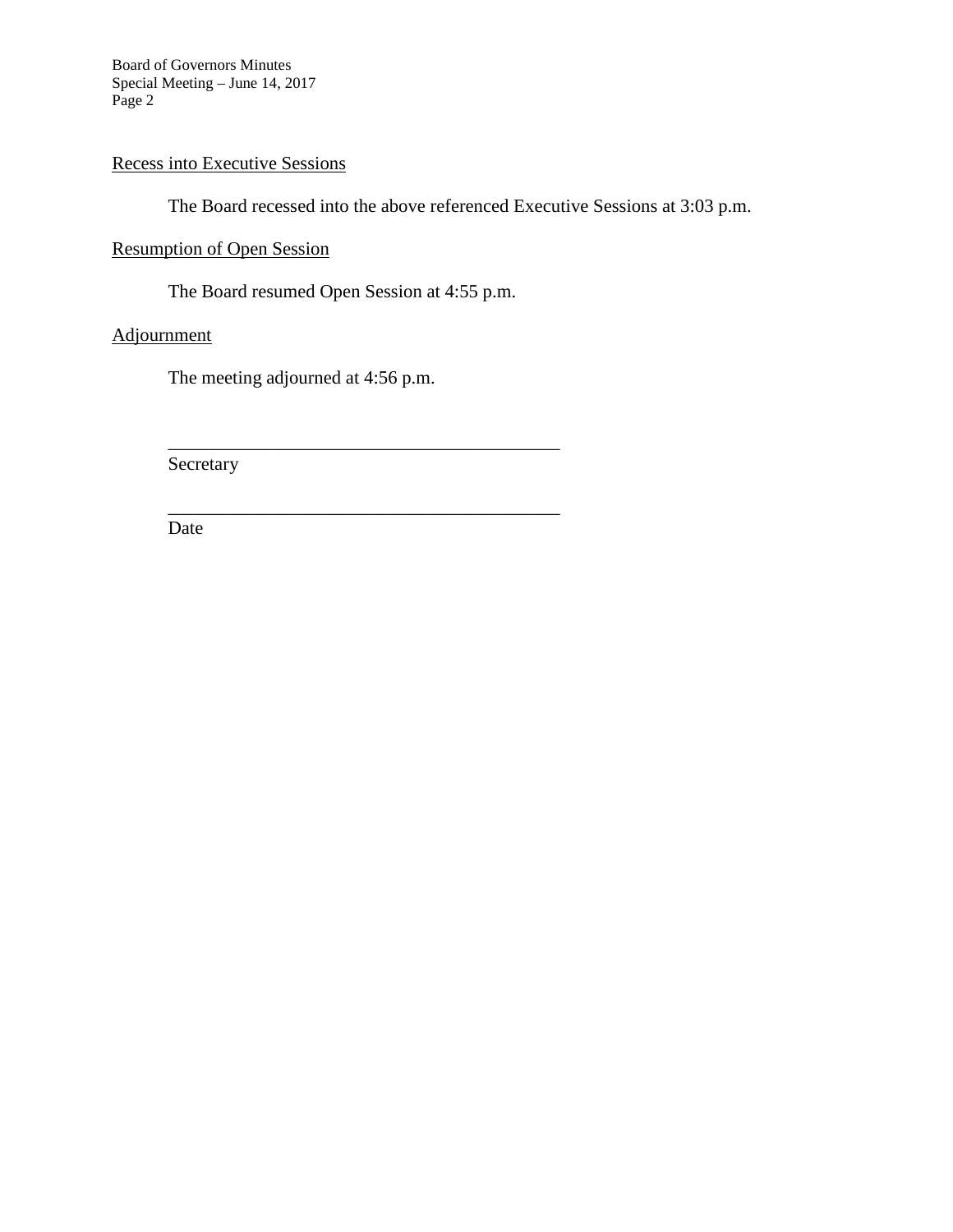Recess into Executive Sessions

The Board recessed into the above referenced Executive Sessions at 3:03 p.m.

Resumption of Open Session

The Board resumed Open Session at 4:55 p.m.

Adjournment

The meeting adjourned at 4:56 p.m.

\_\_\_\_\_\_\_\_\_\_\_\_\_\_\_\_\_\_\_\_\_\_\_\_\_\_\_\_\_\_\_\_\_\_\_\_\_\_\_\_\_\_
Secretary

\_\_\_\_\_\_\_\_\_\_\_\_\_\_\_\_\_\_\_\_\_\_\_\_\_\_\_\_\_\_\_\_\_\_\_\_\_\_\_\_\_\_
Date